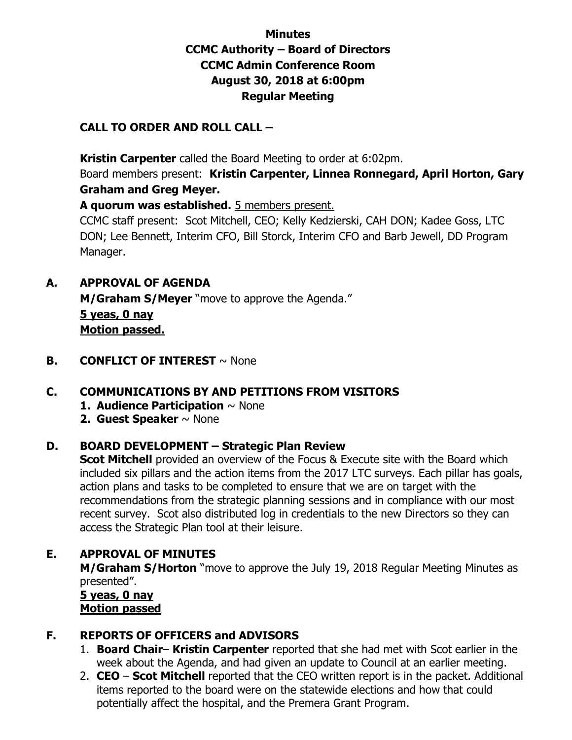**Minutes**
**CCMC Authority – Board of Directors**
**CCMC Admin Conference Room**
**August 30, 2018 at 6:00pm**
**Regular Meeting**

## CALL TO ORDER AND ROLL CALL –

**Kristin Carpenter** called the Board Meeting to order at 6:02pm.
Board members present: **Kristin Carpenter, Linnea Ronnegard, April Horton, Gary Graham and Greg Meyer.**
**A quorum was established.** 5 members present.
CCMC staff present: Scot Mitchell, CEO; Kelly Kedzierski, CAH DON; Kadee Goss, LTC DON; Lee Bennett, Interim CFO, Bill Storck, Interim CFO and Barb Jewell, DD Program Manager.

## A. APPROVAL OF AGENDA

**M/Graham S/Meyer** "move to approve the Agenda."
**5 yeas, 0 nay**
**Motion passed.**

## B. CONFLICT OF INTEREST ~ None

## C. COMMUNICATIONS BY AND PETITIONS FROM VISITORS

1. **Audience Participation** ~ None
2. **Guest Speaker** ~ None

## D. BOARD DEVELOPMENT – Strategic Plan Review

**Scot Mitchell** provided an overview of the Focus & Execute site with the Board which included six pillars and the action items from the 2017 LTC surveys. Each pillar has goals, action plans and tasks to be completed to ensure that we are on target with the recommendations from the strategic planning sessions and in compliance with our most recent survey. Scot also distributed log in credentials to the new Directors so they can access the Strategic Plan tool at their leisure.

## E. APPROVAL OF MINUTES

**M/Graham S/Horton** "move to approve the July 19, 2018 Regular Meeting Minutes as presented".
**5 yeas, 0 nay**
**Motion passed**

## F. REPORTS OF OFFICERS and ADVISORS

1. **Board Chair**– **Kristin Carpenter** reported that she had met with Scot earlier in the week about the Agenda, and had given an update to Council at an earlier meeting.
2. **CEO** – **Scot Mitchell** reported that the CEO written report is in the packet. Additional items reported to the board were on the statewide elections and how that could potentially affect the hospital, and the Premera Grant Program.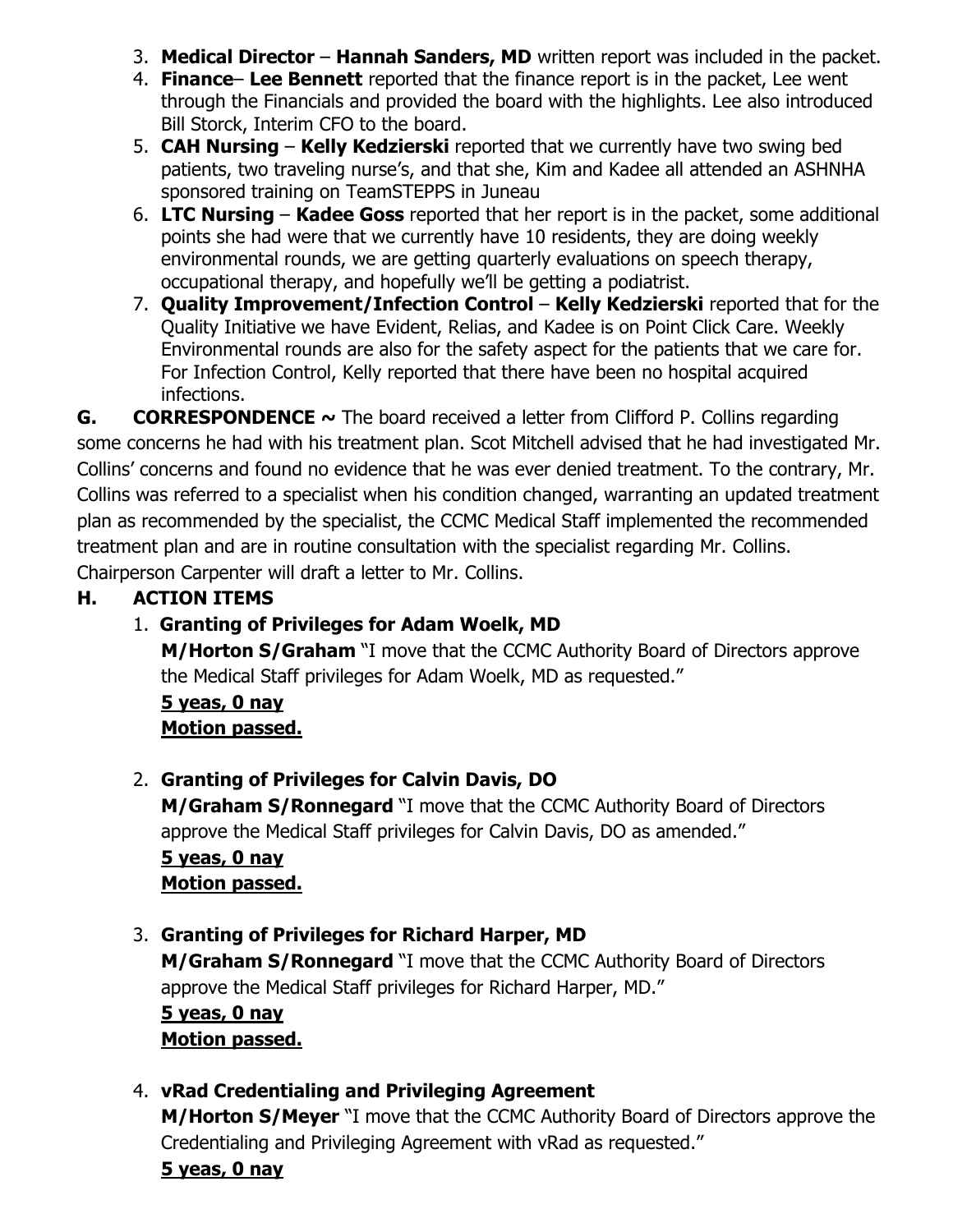3. **Medical Director** – **Hannah Sanders, MD** written report was included in the packet.
4. **Finance**– **Lee Bennett** reported that the finance report is in the packet, Lee went through the Financials and provided the board with the highlights. Lee also introduced Bill Storck, Interim CFO to the board.
5. **CAH Nursing** – **Kelly Kedzierski** reported that we currently have two swing bed patients, two traveling nurse's, and that she, Kim and Kadee all attended an ASHNHA sponsored training on TeamSTEPPS in Juneau
6. **LTC Nursing** – **Kadee Goss** reported that her report is in the packet, some additional points she had were that we currently have 10 residents, they are doing weekly environmental rounds, we are getting quarterly evaluations on speech therapy, occupational therapy, and hopefully we'll be getting a podiatrist.
7. **Quality Improvement/Infection Control** – **Kelly Kedzierski** reported that for the Quality Initiative we have Evident, Relias, and Kadee is on Point Click Care. Weekly Environmental rounds are also for the safety aspect for the patients that we care for. For Infection Control, Kelly reported that there have been no hospital acquired infections.

**G. CORRESPONDENCE ~** The board received a letter from Clifford P. Collins regarding some concerns he had with his treatment plan. Scot Mitchell advised that he had investigated Mr. Collins' concerns and found no evidence that he was ever denied treatment. To the contrary, Mr. Collins was referred to a specialist when his condition changed, warranting an updated treatment plan as recommended by the specialist, the CCMC Medical Staff implemented the recommended treatment plan and are in routine consultation with the specialist regarding Mr. Collins. Chairperson Carpenter will draft a letter to Mr. Collins.

**H. ACTION ITEMS**

1. **Granting of Privileges for Adam Woelk, MD**
   **M/Horton S/Graham** "I move that the CCMC Authority Board of Directors approve the Medical Staff privileges for Adam Woelk, MD as requested."
   **5 yeas, 0 nay**
   **Motion passed.**

2. **Granting of Privileges for Calvin Davis, DO**
   **M/Graham S/Ronnegard** "I move that the CCMC Authority Board of Directors approve the Medical Staff privileges for Calvin Davis, DO as amended."
   **5 yeas, 0 nay**
   **Motion passed.**

3. **Granting of Privileges for Richard Harper, MD**
   **M/Graham S/Ronnegard** "I move that the CCMC Authority Board of Directors approve the Medical Staff privileges for Richard Harper, MD."
   **5 yeas, 0 nay**
   **Motion passed.**

4. **vRad Credentialing and Privileging Agreement**
   **M/Horton S/Meyer** "I move that the CCMC Authority Board of Directors approve the Credentialing and Privileging Agreement with vRad as requested."
   **5 yeas, 0 nay**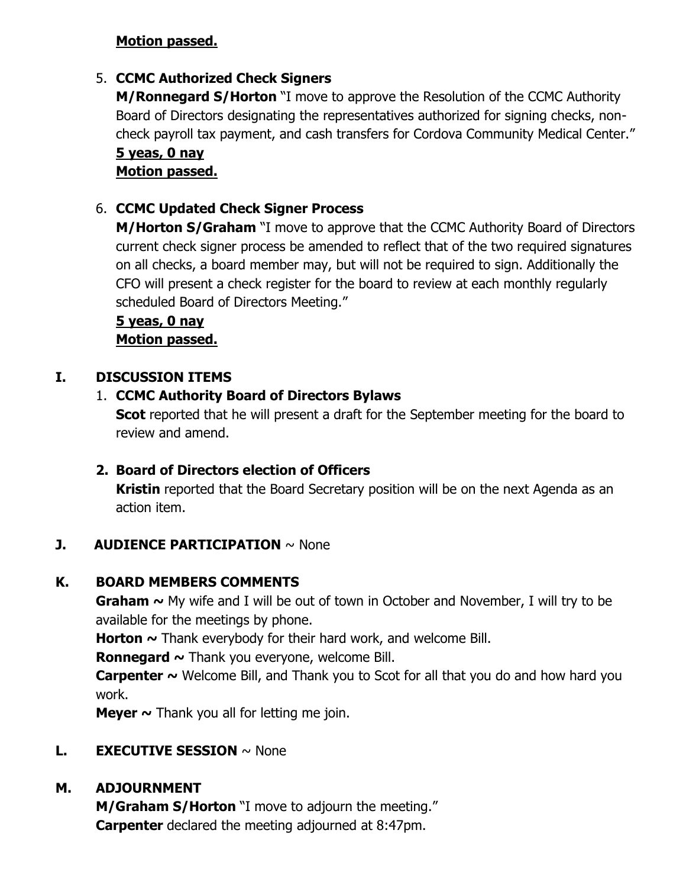**Motion passed.**

5. **CCMC Authorized Check Signers**
   **M/Ronnegard S/Horton** "I move to approve the Resolution of the CCMC Authority Board of Directors designating the representatives authorized for signing checks, non-check payroll tax payment, and cash transfers for Cordova Community Medical Center."
   **5 yeas, 0 nay**
   **Motion passed.**

6. **CCMC Updated Check Signer Process**
   **M/Horton S/Graham** "I move to approve that the CCMC Authority Board of Directors current check signer process be amended to reflect that of the two required signatures on all checks, a board member may, but will not be required to sign. Additionally the CFO will present a check register for the board to review at each monthly regularly scheduled Board of Directors Meeting."
   **5 yeas, 0 nay**
   **Motion passed.**

## I. DISCUSSION ITEMS

1. **CCMC Authority Board of Directors Bylaws**
   **Scot** reported that he will present a draft for the September meeting for the board to review and amend.

2. **Board of Directors election of Officers**
   **Kristin** reported that the Board Secretary position will be on the next Agenda as an action item.

## J. AUDIENCE PARTICIPATION ~ None

## K. BOARD MEMBERS COMMENTS

**Graham ~** My wife and I will be out of town in October and November, I will try to be available for the meetings by phone.
**Horton ~** Thank everybody for their hard work, and welcome Bill.
**Ronnegard ~** Thank you everyone, welcome Bill.
**Carpenter ~** Welcome Bill, and Thank you to Scot for all that you do and how hard you work.
**Meyer ~** Thank you all for letting me join.

## L. EXECUTIVE SESSION ~ None

## M. ADJOURNMENT

**M/Graham S/Horton** "I move to adjourn the meeting."
**Carpenter** declared the meeting adjourned at 8:47pm.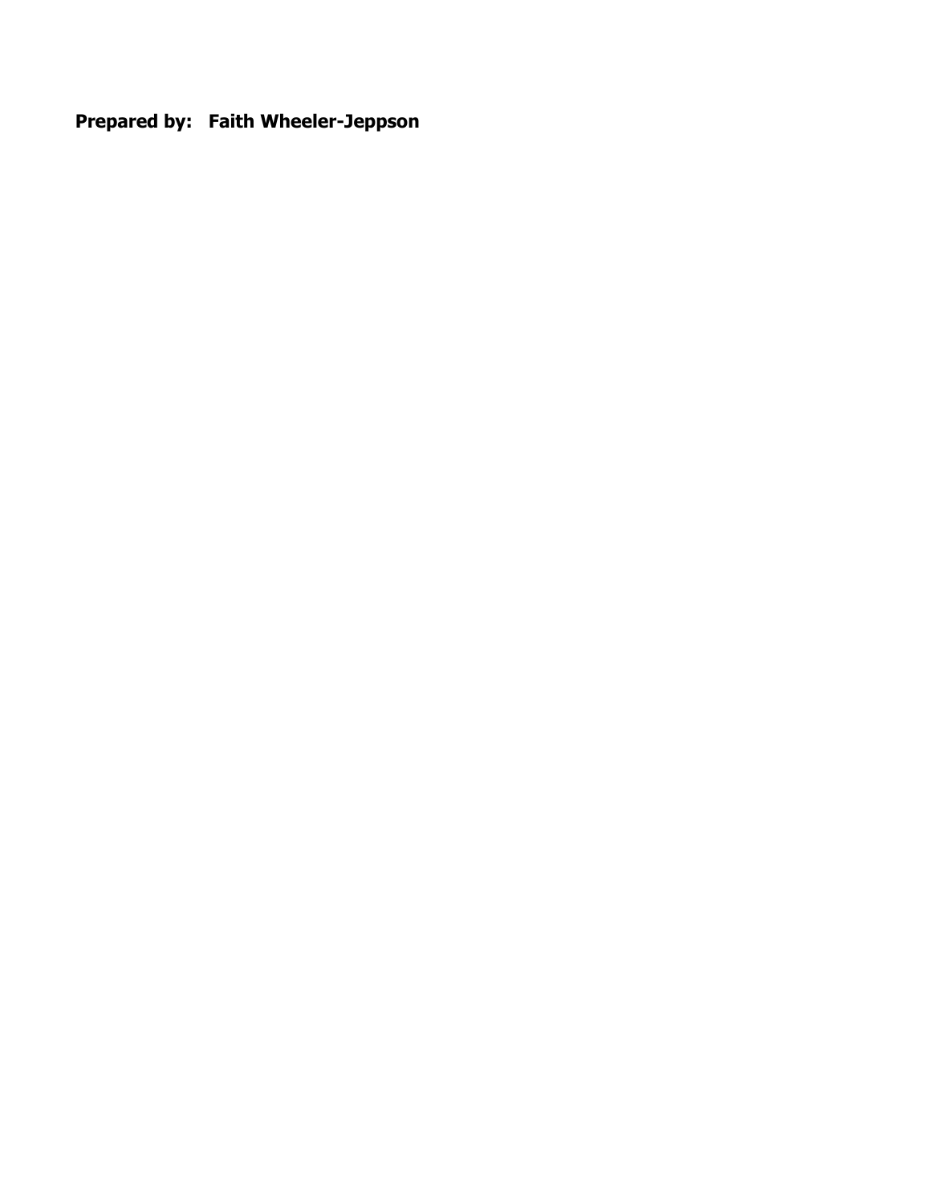**Prepared by: Faith Wheeler-Jeppson**